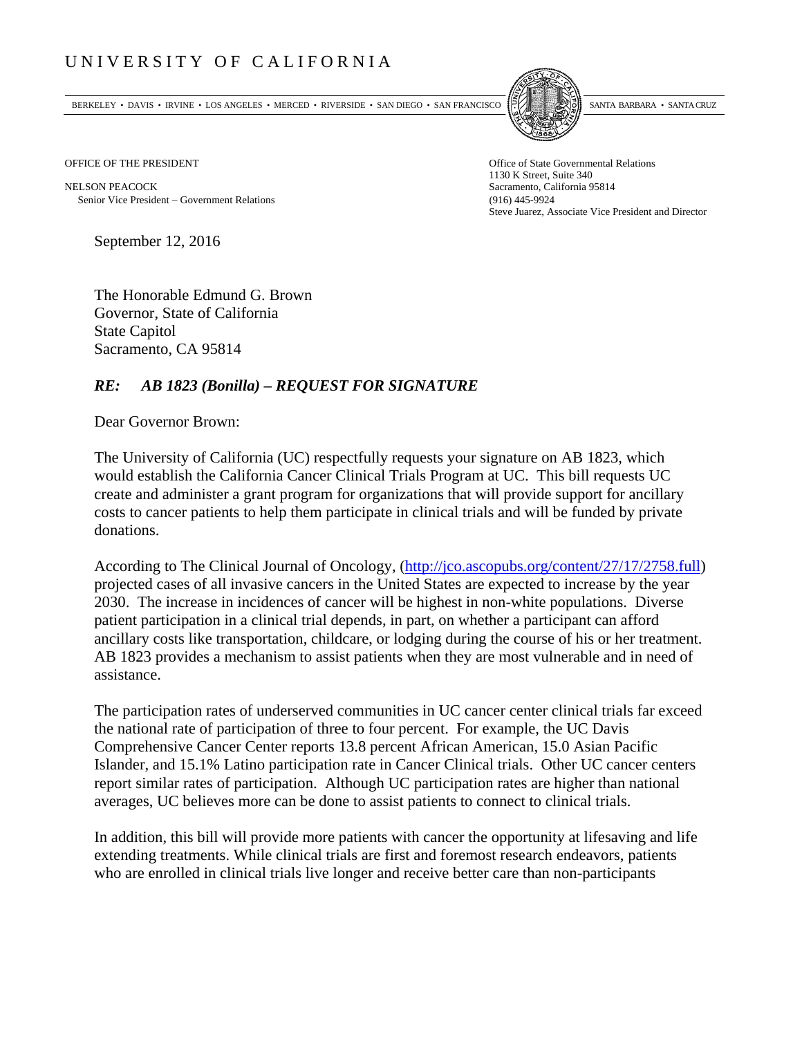# UNIVERSITY OF CALIFORNIA

BERKELEY • DAVIS • IRVINE • LOS ANGELES • MERCED • RIVERSIDE • SAN DIEGO • SAN FRANCISCO SANTA BARBARA • SANTA CRUZ

OFFICE OF THE PRESIDENT

NELSON PEACOCK
Senior Vice President – Government Relations

Office of State Governmental Relations
1130 K Street, Suite 340
Sacramento, California 95814
(916) 445-9924
Steve Juarez, Associate Vice President and Director

September 12, 2016

The Honorable Edmund G. Brown
Governor, State of California
State Capitol
Sacramento, CA 95814

***RE: AB 1823 (Bonilla) – REQUEST FOR SIGNATURE***

Dear Governor Brown:

The University of California (UC) respectfully requests your signature on AB 1823, which would establish the California Cancer Clinical Trials Program at UC. This bill requests UC create and administer a grant program for organizations that will provide support for ancillary costs to cancer patients to help them participate in clinical trials and will be funded by private donations.

According to The Clinical Journal of Oncology, ([http://jco.ascopubs.org/content/27/17/2758.full](http://jco.ascopubs.org/content/27/17/2758.full)) projected cases of all invasive cancers in the United States are expected to increase by the year 2030. The increase in incidences of cancer will be highest in non-white populations. Diverse patient participation in a clinical trial depends, in part, on whether a participant can afford ancillary costs like transportation, childcare, or lodging during the course of his or her treatment. AB 1823 provides a mechanism to assist patients when they are most vulnerable and in need of assistance.

The participation rates of underserved communities in UC cancer center clinical trials far exceed the national rate of participation of three to four percent. For example, the UC Davis Comprehensive Cancer Center reports 13.8 percent African American, 15.0 Asian Pacific Islander, and 15.1% Latino participation rate in Cancer Clinical trials. Other UC cancer centers report similar rates of participation. Although UC participation rates are higher than national averages, UC believes more can be done to assist patients to connect to clinical trials.

In addition, this bill will provide more patients with cancer the opportunity at lifesaving and life extending treatments. While clinical trials are first and foremost research endeavors, patients who are enrolled in clinical trials live longer and receive better care than non-participants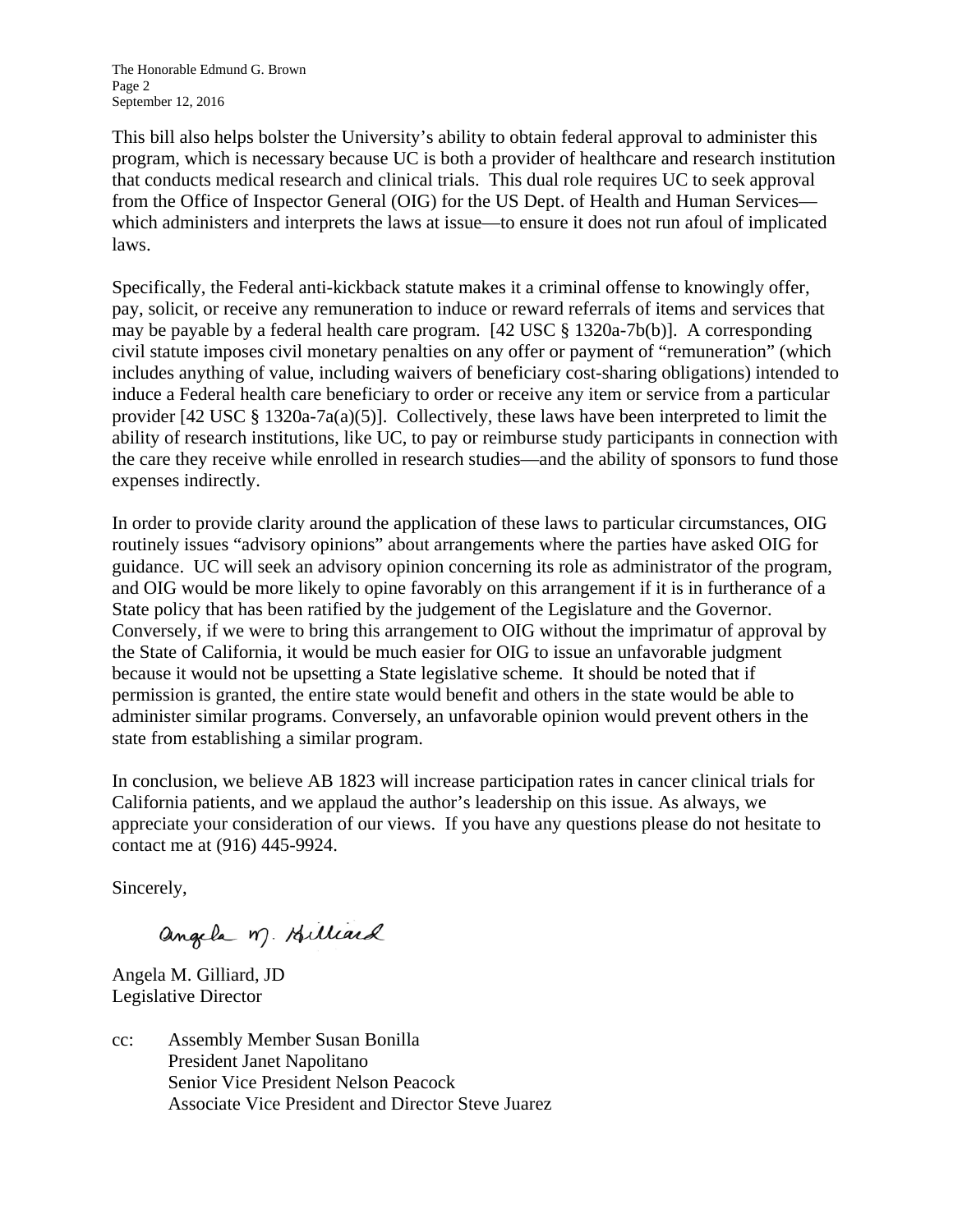This bill also helps bolster the University's ability to obtain federal approval to administer this program, which is necessary because UC is both a provider of healthcare and research institution that conducts medical research and clinical trials. This dual role requires UC to seek approval from the Office of Inspector General (OIG) for the US Dept. of Health and Human Services—which administers and interprets the laws at issue—to ensure it does not run afoul of implicated laws.

Specifically, the Federal anti-kickback statute makes it a criminal offense to knowingly offer, pay, solicit, or receive any remuneration to induce or reward referrals of items and services that may be payable by a federal health care program. [42 USC § 1320a-7b(b)]. A corresponding civil statute imposes civil monetary penalties on any offer or payment of "remuneration" (which includes anything of value, including waivers of beneficiary cost-sharing obligations) intended to induce a Federal health care beneficiary to order or receive any item or service from a particular provider [42 USC § 1320a-7a(a)(5)]. Collectively, these laws have been interpreted to limit the ability of research institutions, like UC, to pay or reimburse study participants in connection with the care they receive while enrolled in research studies—and the ability of sponsors to fund those expenses indirectly.

In order to provide clarity around the application of these laws to particular circumstances, OIG routinely issues "advisory opinions" about arrangements where the parties have asked OIG for guidance. UC will seek an advisory opinion concerning its role as administrator of the program, and OIG would be more likely to opine favorably on this arrangement if it is in furtherance of a State policy that has been ratified by the judgement of the Legislature and the Governor. Conversely, if we were to bring this arrangement to OIG without the imprimatur of approval by the State of California, it would be much easier for OIG to issue an unfavorable judgment because it would not be upsetting a State legislative scheme. It should be noted that if permission is granted, the entire state would benefit and others in the state would be able to administer similar programs. Conversely, an unfavorable opinion would prevent others in the state from establishing a similar program.

In conclusion, we believe AB 1823 will increase participation rates in cancer clinical trials for California patients, and we applaud the author's leadership on this issue. As always, we appreciate your consideration of our views. If you have any questions please do not hesitate to contact me at (916) 445-9924.

Sincerely,

Angela M. Gilliard

Angela M. Gilliard, JD
Legislative Director

cc: Assembly Member Susan Bonilla
President Janet Napolitano
Senior Vice President Nelson Peacock
Associate Vice President and Director Steve Juarez